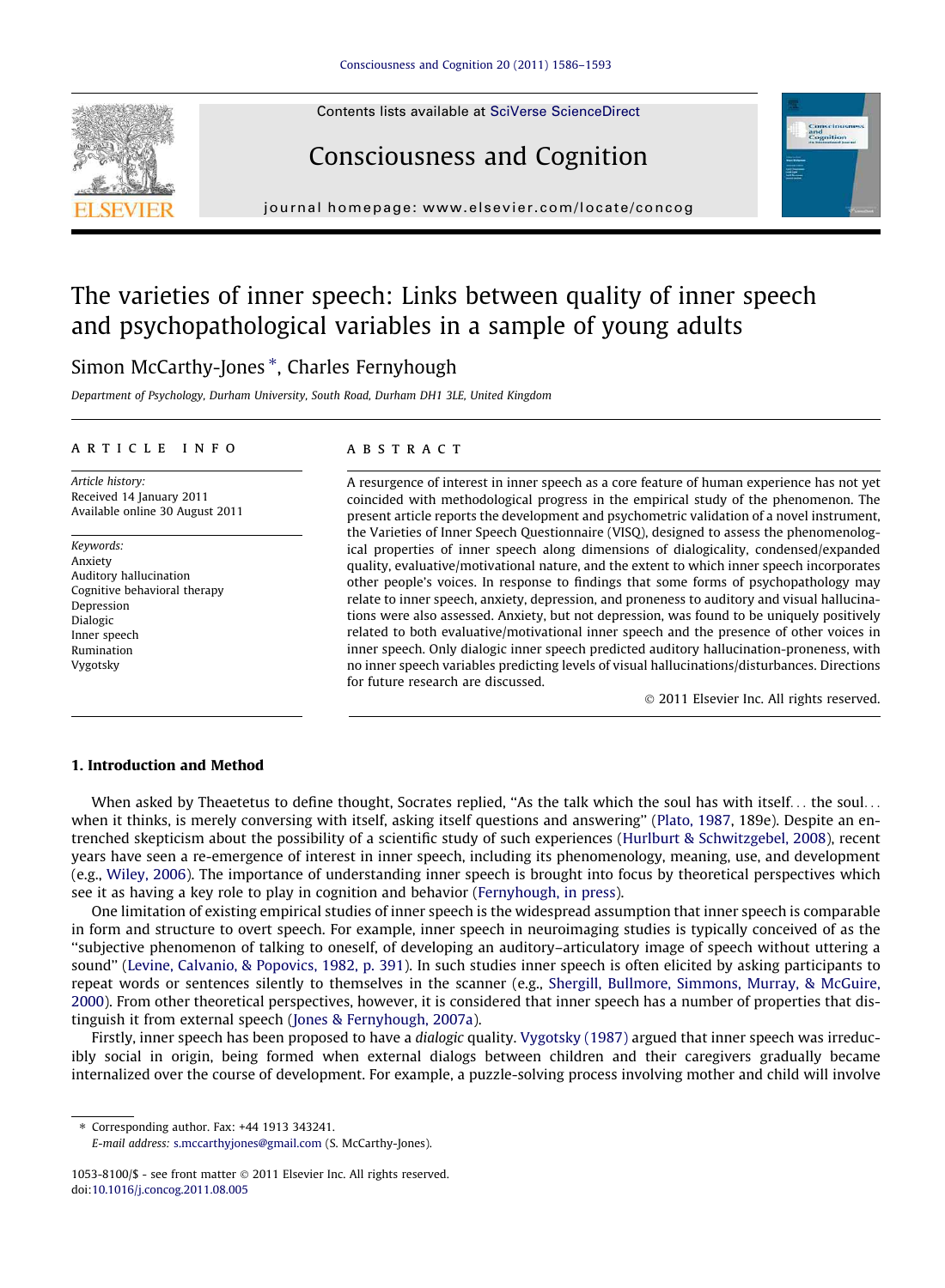# The varieties of inner speech: Links between quality of inner speech and psychopathological variables in a sample of young adults

Simon McCarthy-Jones *, Charles Fernyhough

*Department of Psychology, Durham University, South Road, Durham DH1 3LE, United Kingdom*

**ARTICLE INFO**

*Article history:*
Received 14 January 2011
Available online 30 August 2011

*Keywords:*
Anxiety
Auditory hallucination
Cognitive behavioral therapy
Depression
Dialogic
Inner speech
Rumination
Vygotsky

**ABSTRACT**

A resurgence of interest in inner speech as a core feature of human experience has not yet coincided with methodological progress in the empirical study of the phenomenon. The present article reports the development and psychometric validation of a novel instrument, the Varieties of Inner Speech Questionnaire (VISQ), designed to assess the phenomenological properties of inner speech along dimensions of dialogicality, condensed/expanded quality, evaluative/motivational nature, and the extent to which inner speech incorporates other people's voices. In response to findings that some forms of psychopathology may relate to inner speech, anxiety, depression, and proneness to auditory and visual hallucinations were also assessed. Anxiety, but not depression, was found to be uniquely positively related to both evaluative/motivational inner speech and the presence of other voices in inner speech. Only dialogic inner speech predicted auditory hallucination-proneness, with no inner speech variables predicting levels of visual hallucinations/disturbances. Directions for future research are discussed.

© 2011 Elsevier Inc. All rights reserved.

## 1. Introduction and Method

When asked by Theaetetus to define thought, Socrates replied, "As the talk which the soul has with itself… the soul… when it thinks, is merely conversing with itself, asking itself questions and answering" (Plato, 1987, 189e). Despite an entrenched skepticism about the possibility of a scientific study of such experiences (Hurlburt & Schwitzgebel, 2008), recent years have seen a re-emergence of interest in inner speech, including its phenomenology, meaning, use, and development (e.g., Wiley, 2006). The importance of understanding inner speech is brought into focus by theoretical perspectives which see it as having a key role to play in cognition and behavior (Fernyhough, in press).

One limitation of existing empirical studies of inner speech is the widespread assumption that inner speech is comparable in form and structure to overt speech. For example, inner speech in neuroimaging studies is typically conceived of as the "subjective phenomenon of talking to oneself, of developing an auditory–articulatory image of speech without uttering a sound" (Levine, Calvanio, & Popovics, 1982, p. 391). In such studies inner speech is often elicited by asking participants to repeat words or sentences silently to themselves in the scanner (e.g., Shergill, Bullmore, Simmons, Murray, & McGuire, 2000). From other theoretical perspectives, however, it is considered that inner speech has a number of properties that distinguish it from external speech (Jones & Fernyhough, 2007a).

Firstly, inner speech has been proposed to have a *dialogic* quality. Vygotsky (1987) argued that inner speech was irreducibly social in origin, being formed when external dialogs between children and their caregivers gradually became internalized over the course of development. For example, a puzzle-solving process involving mother and child will involve

* Corresponding author. Fax: +44 1913 343241.
*E-mail address:* s.mccarthyjones@gmail.com (S. McCarthy-Jones).

1053-8100/$ - see front matter © 2011 Elsevier Inc. All rights reserved.
doi:10.1016/j.concog.2011.08.005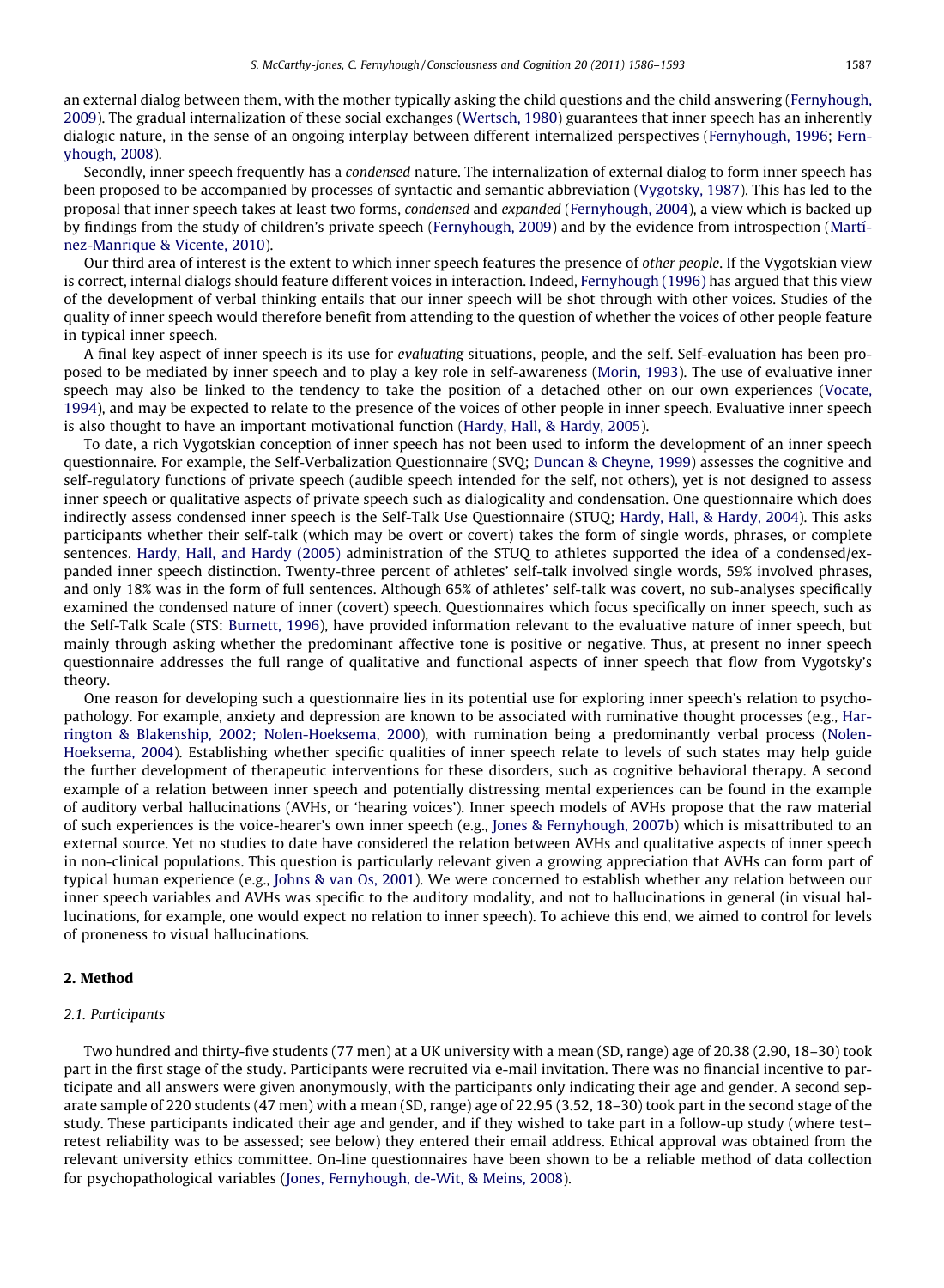an external dialog between them, with the mother typically asking the child questions and the child answering (Fernyhough, 2009). The gradual internalization of these social exchanges (Wertsch, 1980) guarantees that inner speech has an inherently dialogic nature, in the sense of an ongoing interplay between different internalized perspectives (Fernyhough, 1996; Fernyhough, 2008).

Secondly, inner speech frequently has a *condensed* nature. The internalization of external dialog to form inner speech has been proposed to be accompanied by processes of syntactic and semantic abbreviation (Vygotsky, 1987). This has led to the proposal that inner speech takes at least two forms, *condensed* and *expanded* (Fernyhough, 2004), a view which is backed up by findings from the study of children's private speech (Fernyhough, 2009) and by the evidence from introspection (Martínez-Manrique & Vicente, 2010).

Our third area of interest is the extent to which inner speech features the presence of *other people*. If the Vygotskian view is correct, internal dialogs should feature different voices in interaction. Indeed, Fernyhough (1996) has argued that this view of the development of verbal thinking entails that our inner speech will be shot through with other voices. Studies of the quality of inner speech would therefore benefit from attending to the question of whether the voices of other people feature in typical inner speech.

A final key aspect of inner speech is its use for *evaluating* situations, people, and the self. Self-evaluation has been proposed to be mediated by inner speech and to play a key role in self-awareness (Morin, 1993). The use of evaluative inner speech may also be linked to the tendency to take the position of a detached other on our own experiences (Vocate, 1994), and may be expected to relate to the presence of the voices of other people in inner speech. Evaluative inner speech is also thought to have an important motivational function (Hardy, Hall, & Hardy, 2005).

To date, a rich Vygotskian conception of inner speech has not been used to inform the development of an inner speech questionnaire. For example, the Self-Verbalization Questionnaire (SVQ; Duncan & Cheyne, 1999) assesses the cognitive and self-regulatory functions of private speech (audible speech intended for the self, not others), yet is not designed to assess inner speech or qualitative aspects of private speech such as dialogicality and condensation. One questionnaire which does indirectly assess condensed inner speech is the Self-Talk Use Questionnaire (STUQ; Hardy, Hall, & Hardy, 2004). This asks participants whether their self-talk (which may be overt or covert) takes the form of single words, phrases, or complete sentences. Hardy, Hall, and Hardy (2005) administration of the STUQ to athletes supported the idea of a condensed/expanded inner speech distinction. Twenty-three percent of athletes' self-talk involved single words, 59% involved phrases, and only 18% was in the form of full sentences. Although 65% of athletes' self-talk was covert, no sub-analyses specifically examined the condensed nature of inner (covert) speech. Questionnaires which focus specifically on inner speech, such as the Self-Talk Scale (STS: Burnett, 1996), have provided information relevant to the evaluative nature of inner speech, but mainly through asking whether the predominant affective tone is positive or negative. Thus, at present no inner speech questionnaire addresses the full range of qualitative and functional aspects of inner speech that flow from Vygotsky's theory.

One reason for developing such a questionnaire lies in its potential use for exploring inner speech's relation to psychopathology. For example, anxiety and depression are known to be associated with ruminative thought processes (e.g., Harrington & Blakenship, 2002; Nolen-Hoeksema, 2000), with rumination being a predominantly verbal process (Nolen-Hoeksema, 2004). Establishing whether specific qualities of inner speech relate to levels of such states may help guide the further development of therapeutic interventions for these disorders, such as cognitive behavioral therapy. A second example of a relation between inner speech and potentially distressing mental experiences can be found in the example of auditory verbal hallucinations (AVHs, or 'hearing voices'). Inner speech models of AVHs propose that the raw material of such experiences is the voice-hearer's own inner speech (e.g., Jones & Fernyhough, 2007b) which is misattributed to an external source. Yet no studies to date have considered the relation between AVHs and qualitative aspects of inner speech in non-clinical populations. This question is particularly relevant given a growing appreciation that AVHs can form part of typical human experience (e.g., Johns & van Os, 2001). We were concerned to establish whether any relation between our inner speech variables and AVHs was specific to the auditory modality, and not to hallucinations in general (in visual hallucinations, for example, one would expect no relation to inner speech). To achieve this end, we aimed to control for levels of proneness to visual hallucinations.

## 2. Method

### 2.1. Participants

Two hundred and thirty-five students (77 men) at a UK university with a mean (SD, range) age of 20.38 (2.90, 18–30) took part in the first stage of the study. Participants were recruited via e-mail invitation. There was no financial incentive to participate and all answers were given anonymously, with the participants only indicating their age and gender. A second separate sample of 220 students (47 men) with a mean (SD, range) age of 22.95 (3.52, 18–30) took part in the second stage of the study. These participants indicated their age and gender, and if they wished to take part in a follow-up study (where test–retest reliability was to be assessed; see below) they entered their email address. Ethical approval was obtained from the relevant university ethics committee. On-line questionnaires have been shown to be a reliable method of data collection for psychopathological variables (Jones, Fernyhough, de-Wit, & Meins, 2008).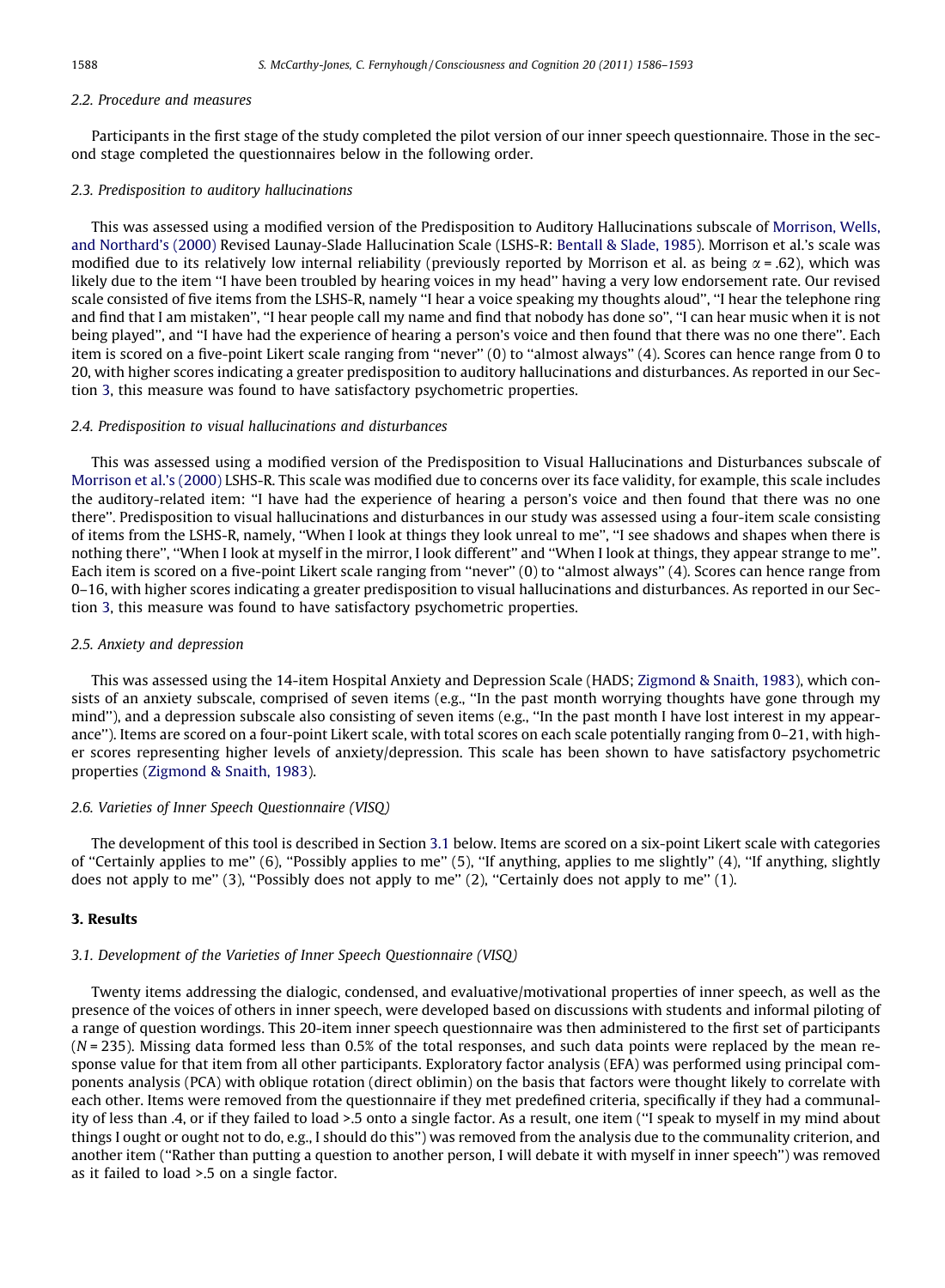### 2.2. Procedure and measures

Participants in the first stage of the study completed the pilot version of our inner speech questionnaire. Those in the second stage completed the questionnaires below in the following order.

### 2.3. Predisposition to auditory hallucinations

This was assessed using a modified version of the Predisposition to Auditory Hallucinations subscale of Morrison, Wells, and Northard's (2000) Revised Launay-Slade Hallucination Scale (LSHS-R: Bentall & Slade, 1985). Morrison et al.'s scale was modified due to its relatively low internal reliability (previously reported by Morrison et al. as being $\alpha = .62$), which was likely due to the item "I have been troubled by hearing voices in my head" having a very low endorsement rate. Our revised scale consisted of five items from the LSHS-R, namely "I hear a voice speaking my thoughts aloud", "I hear the telephone ring and find that I am mistaken", "I hear people call my name and find that nobody has done so", "I can hear music when it is not being played", and "I have had the experience of hearing a person's voice and then found that there was no one there". Each item is scored on a five-point Likert scale ranging from "never" (0) to "almost always" (4). Scores can hence range from 0 to 20, with higher scores indicating a greater predisposition to auditory hallucinations and disturbances. As reported in our Section 3, this measure was found to have satisfactory psychometric properties.

### 2.4. Predisposition to visual hallucinations and disturbances

This was assessed using a modified version of the Predisposition to Visual Hallucinations and Disturbances subscale of Morrison et al.'s (2000) LSHS-R. This scale was modified due to concerns over its face validity, for example, this scale includes the auditory-related item: "I have had the experience of hearing a person's voice and then found that there was no one there". Predisposition to visual hallucinations and disturbances in our study was assessed using a four-item scale consisting of items from the LSHS-R, namely, "When I look at things they look unreal to me", "I see shadows and shapes when there is nothing there", "When I look at myself in the mirror, I look different" and "When I look at things, they appear strange to me". Each item is scored on a five-point Likert scale ranging from "never" (0) to "almost always" (4). Scores can hence range from 0–16, with higher scores indicating a greater predisposition to visual hallucinations and disturbances. As reported in our Section 3, this measure was found to have satisfactory psychometric properties.

### 2.5. Anxiety and depression

This was assessed using the 14-item Hospital Anxiety and Depression Scale (HADS; Zigmond & Snaith, 1983), which consists of an anxiety subscale, comprised of seven items (e.g., "In the past month worrying thoughts have gone through my mind"), and a depression subscale also consisting of seven items (e.g., "In the past month I have lost interest in my appearance"). Items are scored on a four-point Likert scale, with total scores on each scale potentially ranging from 0–21, with higher scores representing higher levels of anxiety/depression. This scale has been shown to have satisfactory psychometric properties (Zigmond & Snaith, 1983).

### 2.6. Varieties of Inner Speech Questionnaire (VISQ)

The development of this tool is described in Section 3.1 below. Items are scored on a six-point Likert scale with categories of "Certainly applies to me" (6), "Possibly applies to me" (5), "If anything, applies to me slightly" (4), "If anything, slightly does not apply to me" (3), "Possibly does not apply to me" (2), "Certainly does not apply to me" (1).

## 3. Results

### 3.1. Development of the Varieties of Inner Speech Questionnaire (VISQ)

Twenty items addressing the dialogic, condensed, and evaluative/motivational properties of inner speech, as well as the presence of the voices of others in inner speech, were developed based on discussions with students and informal piloting of a range of question wordings. This 20-item inner speech questionnaire was then administered to the first set of participants ($N = 235$). Missing data formed less than 0.5% of the total responses, and such data points were replaced by the mean response value for that item from all other participants. Exploratory factor analysis (EFA) was performed using principal components analysis (PCA) with oblique rotation (direct oblimin) on the basis that factors were thought likely to correlate with each other. Items were removed from the questionnaire if they met predefined criteria, specifically if they had a communality of less than .4, or if they failed to load >.5 onto a single factor. As a result, one item ("I speak to myself in my mind about things I ought or ought not to do, e.g., I should do this") was removed from the analysis due to the communality criterion, and another item ("Rather than putting a question to another person, I will debate it with myself in inner speech") was removed as it failed to load >.5 on a single factor.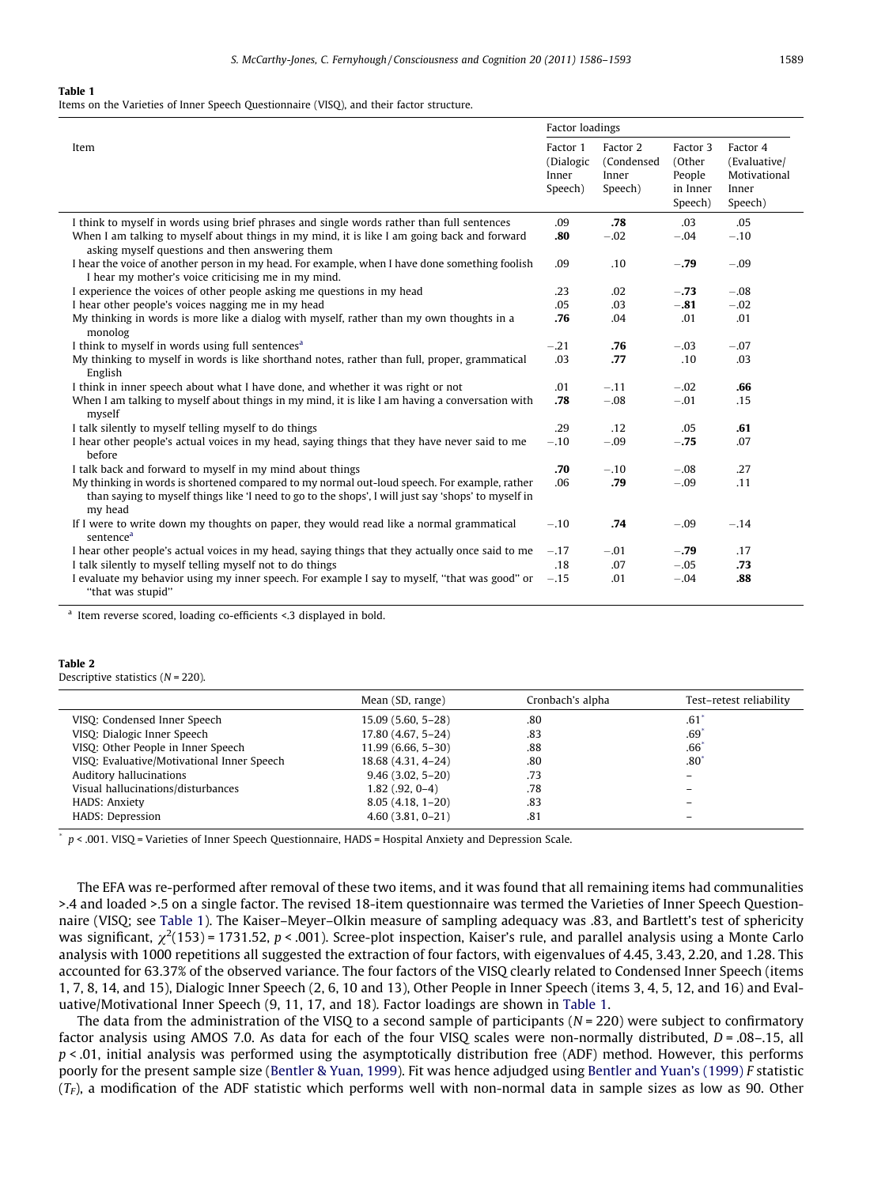**Table 1**
Items on the Varieties of Inner Speech Questionnaire (VISQ), and their factor structure.

| Item | Factor loadings | | | |
|---|---|---|---|---|
| | Factor 1 (Dialogic Inner Speech) | Factor 2 (Condensed Inner Speech) | Factor 3 (Other People in Inner Speech) | Factor 4 (Evaluative/ Motivational Inner Speech) |
| I think to myself in words using brief phrases and single words rather than full sentences | .09 | **.78** | .03 | .05 |
| When I am talking to myself about things in my mind, it is like I am going back and forward asking myself questions and then answering them | **.80** | −.02 | −.04 | −.10 |
| I hear the voice of another person in my head. For example, when I have done something foolish I hear my mother's voice criticising me in my mind. | .09 | .10 | **−.79** | −.09 |
| I experience the voices of other people asking me questions in my head | .23 | .02 | **−.73** | −.08 |
| I hear other people's voices nagging me in my head | .05 | .03 | **−.81** | −.02 |
| My thinking in words is more like a dialog with myself, rather than my own thoughts in a monolog | **.76** | .04 | .01 | .01 |
| I think to myself in words using full sentences[a] | −.21 | **.76** | −.03 | −.07 |
| My thinking to myself in words is like shorthand notes, rather than full, proper, grammatical English | .03 | **.77** | .10 | .03 |
| I think in inner speech about what I have done, and whether it was right or not | .01 | −.11 | −.02 | **.66** |
| When I am talking to myself about things in my mind, it is like I am having a conversation with myself | **.78** | −.08 | −.01 | .15 |
| I talk silently to myself telling myself to do things | .29 | .12 | .05 | **.61** |
| I hear other people's actual voices in my head, saying things that they have never said to me before | −.10 | −.09 | **−.75** | .07 |
| I talk back and forward to myself in my mind about things | **.70** | −.10 | −.08 | .27 |
| My thinking in words is shortened compared to my normal out-loud speech. For example, rather than saying to myself things like 'I need to go to the shops', I will just say 'shops' to myself in my head | .06 | **.79** | −.09 | .11 |
| If I were to write down my thoughts on paper, they would read like a normal grammatical sentence[a] | −.10 | **.74** | −.09 | −.14 |
| I hear other people's actual voices in my head, saying things that they actually once said to me | −.17 | −.01 | **−.79** | .17 |
| I talk silently to myself telling myself not to do things | .18 | .07 | −.05 | **.73** |
| I evaluate my behavior using my inner speech. For example I say to myself, "that was good" or "that was stupid" | −.15 | .01 | −.04 | **.88** |

[a] Item reverse scored, loading co-efficients <.3 displayed in bold.

**Table 2**
Descriptive statistics ($N = 220$).

| | Mean (SD, range) | Cronbach's alpha | Test–retest reliability |
|---|---|---|---|
| VISQ: Condensed Inner Speech | 15.09 (5.60, 5–28) | .80 | .61* |
| VISQ: Dialogic Inner Speech | 17.80 (4.67, 5–24) | .83 | .69* |
| VISQ: Other People in Inner Speech | 11.99 (6.66, 5–30) | .88 | .66* |
| VISQ: Evaluative/Motivational Inner Speech | 18.68 (4.31, 4–24) | .80 | .80* |
| Auditory hallucinations | 9.46 (3.02, 5–20) | .73 | – |
| Visual hallucinations/disturbances | 1.82 (.92, 0–4) | .78 | – |
| HADS: Anxiety | 8.05 (4.18, 1–20) | .83 | – |
| HADS: Depression | 4.60 (3.81, 0–21) | .81 | – |

* $p < .001$. VISQ = Varieties of Inner Speech Questionnaire, HADS = Hospital Anxiety and Depression Scale.

The EFA was re-performed after removal of these two items, and it was found that all remaining items had communalities >.4 and loaded >.5 on a single factor. The revised 18-item questionnaire was termed the Varieties of Inner Speech Questionnaire (VISQ; see Table 1). The Kaiser–Meyer–Olkin measure of sampling adequacy was .83, and Bartlett's test of sphericity was significant, $\chi^2(153) = 1731.52$, $p < .001$). Scree-plot inspection, Kaiser's rule, and parallel analysis using a Monte Carlo analysis with 1000 repetitions all suggested the extraction of four factors, with eigenvalues of 4.45, 3.43, 2.20, and 1.28. This accounted for 63.37% of the observed variance. The four factors of the VISQ clearly related to Condensed Inner Speech (items 1, 7, 8, 14, and 15), Dialogic Inner Speech (2, 6, 10 and 13), Other People in Inner Speech (items 3, 4, 5, 12, and 16) and Evaluative/Motivational Inner Speech (9, 11, 17, and 18). Factor loadings are shown in Table 1.

The data from the administration of the VISQ to a second sample of participants ($N = 220$) were subject to confirmatory factor analysis using AMOS 7.0. As data for each of the four VISQ scales were non-normally distributed, $D = .08–.15$, all $p < .01$, initial analysis was performed using the asymptotically distribution free (ADF) method. However, this performs poorly for the present sample size (Bentler & Yuan, 1999). Fit was hence adjudged using Bentler and Yuan's (1999) $F$ statistic ($T_F$), a modification of the ADF statistic which performs well with non-normal data in sample sizes as low as 90. Other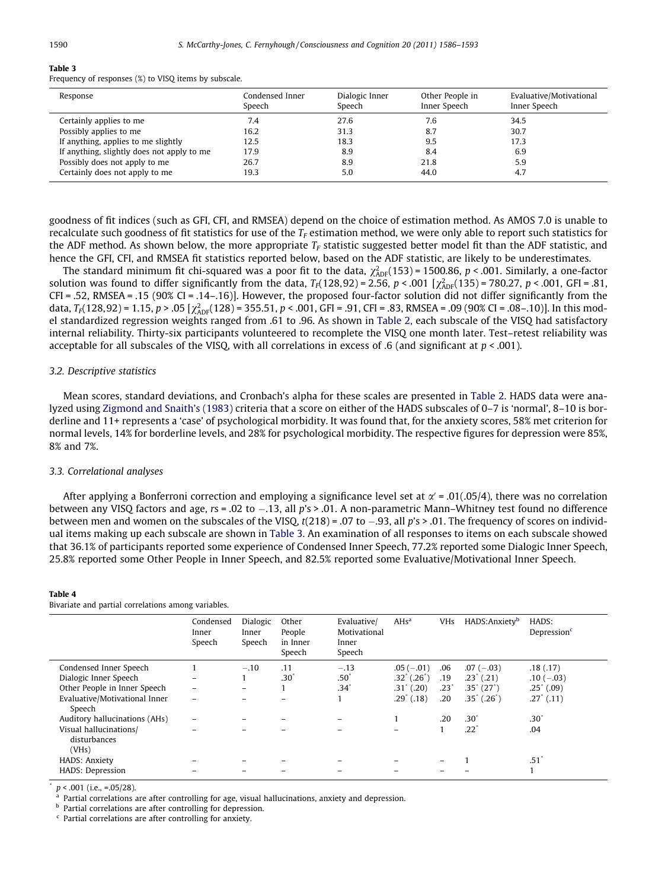**Table 3**
Frequency of responses (%) to VISQ items by subscale.

| Response | Condensed Inner Speech | Dialogic Inner Speech | Other People in Inner Speech | Evaluative/Motivational Inner Speech |
|---|---|---|---|---|
| Certainly applies to me | 7.4 | 27.6 | 7.6 | 34.5 |
| Possibly applies to me | 16.2 | 31.3 | 8.7 | 30.7 |
| If anything, applies to me slightly | 12.5 | 18.3 | 9.5 | 17.3 |
| If anything, slightly does not apply to me | 17.9 | 8.9 | 8.4 | 6.9 |
| Possibly does not apply to me | 26.7 | 8.9 | 21.8 | 5.9 |
| Certainly does not apply to me | 19.3 | 5.0 | 44.0 | 4.7 |

goodness of fit indices (such as GFI, CFI, and RMSEA) depend on the choice of estimation method. As AMOS 7.0 is unable to recalculate such goodness of fit statistics for use of the $T_F$ estimation method, we were only able to report such statistics for the ADF method. As shown below, the more appropriate $T_F$ statistic suggested better model fit than the ADF statistic, and hence the GFI, CFI, and RMSEA fit statistics reported below, based on the ADF statistic, are likely to be underestimates.

The standard minimum fit chi-squared was a poor fit to the data, $\chi^2_{ADF}(153) = 1500.86$, $p < .001$. Similarly, a one-factor solution was found to differ significantly from the data, $T_F(128,92) = 2.56$, $p < .001$ [$\chi^2_{ADF}(135) = 780.27$, $p < .001$, GFI = .81, CFI = .52, RMSEA = .15 (90% CI = .14–.16)]. However, the proposed four-factor solution did not differ significantly from the data, $T_F(128,92) = 1.15$, $p > .05$ [$\chi^2_{ADF}(128) = 355.51$, $p < .001$, GFI = .91, CFI = .83, RMSEA = .09 (90% CI = .08–.10)]. In this model standardized regression weights ranged from .61 to .96. As shown in Table 2, each subscale of the VISQ had satisfactory internal reliability. Thirty-six participants volunteered to recomplete the VISQ one month later. Test–retest reliability was acceptable for all subscales of the VISQ, with all correlations in excess of .6 (and significant at $p < .001$).

### 3.2. Descriptive statistics

Mean scores, standard deviations, and Cronbach's alpha for these scales are presented in Table 2. HADS data were analyzed using Zigmond and Snaith's (1983) criteria that a score on either of the HADS subscales of 0–7 is 'normal', 8–10 is borderline and 11+ represents a 'case' of psychological morbidity. It was found that, for the anxiety scores, 58% met criterion for normal levels, 14% for borderline levels, and 28% for psychological morbidity. The respective figures for depression were 85%, 8% and 7%.

### 3.3. Correlational analyses

After applying a Bonferroni correction and employing a significance level set at $\alpha' = .01(.05/4)$, there was no correlation between any VISQ factors and age, $rs = .02$ to $-.13$, all $p$'s > .01. A non-parametric Mann–Whitney test found no difference between men and women on the subscales of the VISQ, $t(218) = .07$ to $-.93$, all $p$'s > .01. The frequency of scores on individual items making up each subscale are shown in Table 3. An examination of all responses to items on each subscale showed that 36.1% of participants reported some experience of Condensed Inner Speech, 77.2% reported some Dialogic Inner Speech, 25.8% reported some Other People in Inner Speech, and 82.5% reported some Evaluative/Motivational Inner Speech.

**Table 4**
Bivariate and partial correlations among variables.

| | Condensed Inner Speech | Dialogic Inner Speech | Other People in Inner Speech | Evaluative/ Motivational Inner Speech | AHs[a] | VHs | HADS:Anxiety[b] | HADS: Depression[c] |
|---|---|---|---|---|---|---|---|---|
| Condensed Inner Speech | 1 | −.10 | .11 | −.13 | .05 (−.01) | .06 | .07 (−.03) | .18 (.17) |
| Dialogic Inner Speech | – | 1 | .30* | .50* | .32* (.26*) | .19 | .23* (.21) | .10 (−.03) |
| Other People in Inner Speech | – | – | 1 | .34* | .31* (.20) | .23* | .35* (27*) | .25* (.09) |
| Evaluative/Motivational Inner Speech | – | – | – | 1 | .29* (.18) | .20 | .35* (.26*) | .27* (.11) |
| Auditory hallucinations (AHs) | – | – | – | – | 1 | .20 | .30* | .30* |
| Visual hallucinations/ disturbances (VHs) | – | – | – | – | – | 1 | .22* | .04 |
| HADS: Anxiety | – | – | – | – | – | – | 1 | .51* |
| HADS: Depression | – | – | – | – | – | – | – | 1 |

\* $p < .001$ (i.e., =.05/28).
[a] Partial correlations are after controlling for age, visual hallucinations, anxiety and depression.
[b] Partial correlations are after controlling for depression.
[c] Partial correlations are after controlling for anxiety.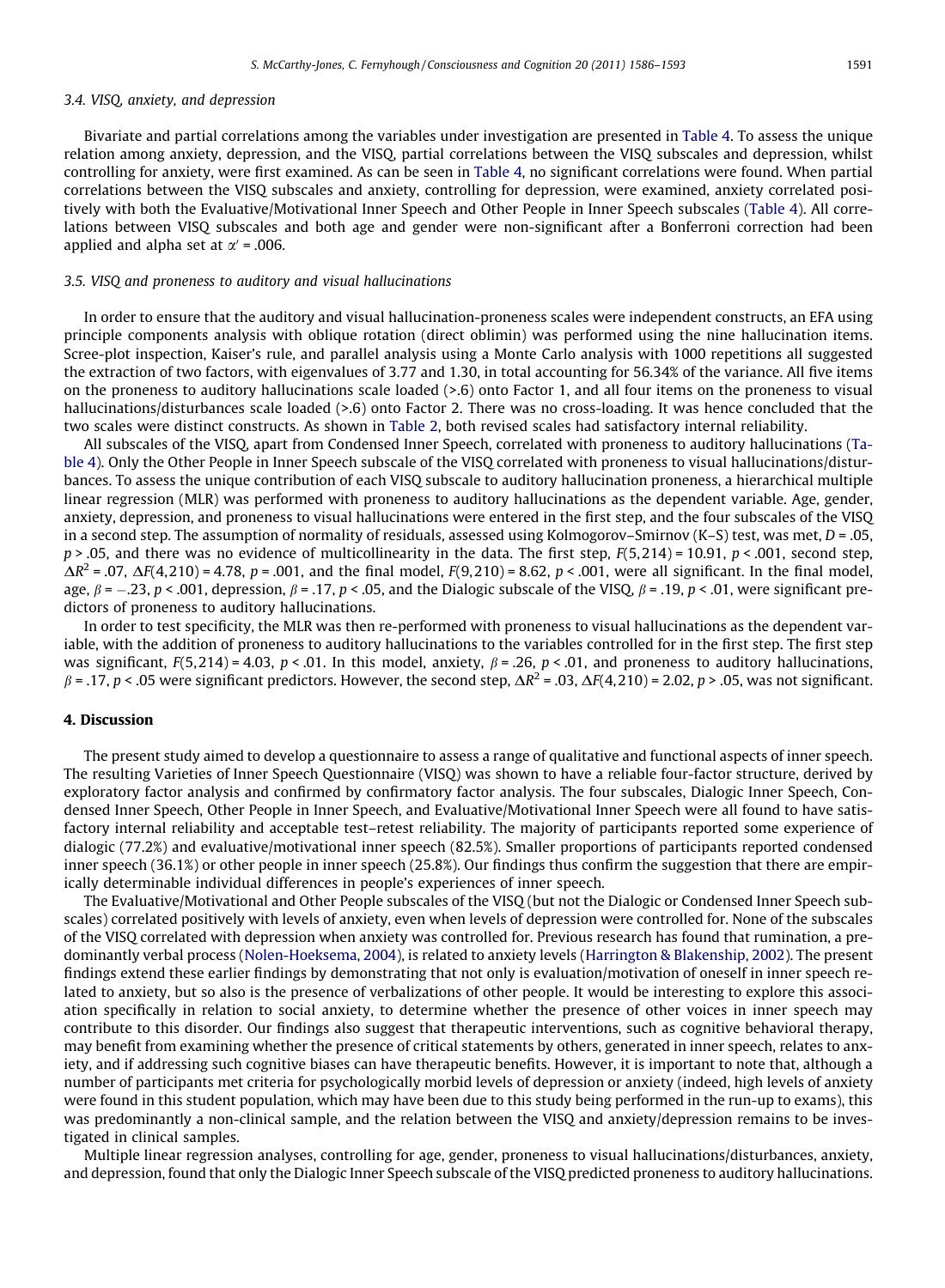### 3.4. VISQ, anxiety, and depression

Bivariate and partial correlations among the variables under investigation are presented in Table 4. To assess the unique relation among anxiety, depression, and the VISQ, partial correlations between the VISQ subscales and depression, whilst controlling for anxiety, were first examined. As can be seen in Table 4, no significant correlations were found. When partial correlations between the VISQ subscales and anxiety, controlling for depression, were examined, anxiety correlated positively with both the Evaluative/Motivational Inner Speech and Other People in Inner Speech subscales (Table 4). All correlations between VISQ subscales and both age and gender were non-significant after a Bonferroni correction had been applied and alpha set at $\alpha' = .006$.

### 3.5. VISQ and proneness to auditory and visual hallucinations

In order to ensure that the auditory and visual hallucination-proneness scales were independent constructs, an EFA using principle components analysis with oblique rotation (direct oblimin) was performed using the nine hallucination items. Scree-plot inspection, Kaiser's rule, and parallel analysis using a Monte Carlo analysis with 1000 repetitions all suggested the extraction of two factors, with eigenvalues of 3.77 and 1.30, in total accounting for 56.34% of the variance. All five items on the proneness to auditory hallucinations scale loaded (>.6) onto Factor 1, and all four items on the proneness to visual hallucinations/disturbances scale loaded (>.6) onto Factor 2. There was no cross-loading. It was hence concluded that the two scales were distinct constructs. As shown in Table 2, both revised scales had satisfactory internal reliability.

All subscales of the VISQ, apart from Condensed Inner Speech, correlated with proneness to auditory hallucinations (Table 4). Only the Other People in Inner Speech subscale of the VISQ correlated with proneness to visual hallucinations/disturbances. To assess the unique contribution of each VISQ subscale to auditory hallucination proneness, a hierarchical multiple linear regression (MLR) was performed with proneness to auditory hallucinations as the dependent variable. Age, gender, anxiety, depression, and proneness to visual hallucinations were entered in the first step, and the four subscales of the VISQ in a second step. The assumption of normality of residuals, assessed using Kolmogorov–Smirnov (K–S) test, was met, $D = .05$, $p > .05$, and there was no evidence of multicollinearity in the data. The first step, $F(5,214) = 10.91$, $p < .001$, second step, $\Delta R^2 = .07$, $\Delta F(4,210) = 4.78$, $p = .001$, and the final model, $F(9,210) = 8.62$, $p < .001$, were all significant. In the final model, age, $\beta = -.23$, $p < .001$, depression, $\beta = .17$, $p < .05$, and the Dialogic subscale of the VISQ, $\beta = .19$, $p < .01$, were significant predictors of proneness to auditory hallucinations.

In order to test specificity, the MLR was then re-performed with proneness to visual hallucinations as the dependent variable, with the addition of proneness to auditory hallucinations to the variables controlled for in the first step. The first step was significant, $F(5,214) = 4.03$, $p < .01$. In this model, anxiety, $\beta = .26$, $p < .01$, and proneness to auditory hallucinations, $\beta = .17$, $p < .05$ were significant predictors. However, the second step, $\Delta R^2 = .03$, $\Delta F(4,210) = 2.02$, $p > .05$, was not significant.

## 4. Discussion

The present study aimed to develop a questionnaire to assess a range of qualitative and functional aspects of inner speech. The resulting Varieties of Inner Speech Questionnaire (VISQ) was shown to have a reliable four-factor structure, derived by exploratory factor analysis and confirmed by confirmatory factor analysis. The four subscales, Dialogic Inner Speech, Condensed Inner Speech, Other People in Inner Speech, and Evaluative/Motivational Inner Speech were all found to have satisfactory internal reliability and acceptable test–retest reliability. The majority of participants reported some experience of dialogic (77.2%) and evaluative/motivational inner speech (82.5%). Smaller proportions of participants reported condensed inner speech (36.1%) or other people in inner speech (25.8%). Our findings thus confirm the suggestion that there are empirically determinable individual differences in people's experiences of inner speech.

The Evaluative/Motivational and Other People subscales of the VISQ (but not the Dialogic or Condensed Inner Speech subscales) correlated positively with levels of anxiety, even when levels of depression were controlled for. None of the subscales of the VISQ correlated with depression when anxiety was controlled for. Previous research has found that rumination, a predominantly verbal process (Nolen-Hoeksema, 2004), is related to anxiety levels (Harrington & Blakenship, 2002). The present findings extend these earlier findings by demonstrating that not only is evaluation/motivation of oneself in inner speech related to anxiety, but so also is the presence of verbalizations of other people. It would be interesting to explore this association specifically in relation to social anxiety, to determine whether the presence of other voices in inner speech may contribute to this disorder. Our findings also suggest that therapeutic interventions, such as cognitive behavioral therapy, may benefit from examining whether the presence of critical statements by others, generated in inner speech, relates to anxiety, and if addressing such cognitive biases can have therapeutic benefits. However, it is important to note that, although a number of participants met criteria for psychologically morbid levels of depression or anxiety (indeed, high levels of anxiety were found in this student population, which may have been due to this study being performed in the run-up to exams), this was predominantly a non-clinical sample, and the relation between the VISQ and anxiety/depression remains to be investigated in clinical samples.

Multiple linear regression analyses, controlling for age, gender, proneness to visual hallucinations/disturbances, anxiety, and depression, found that only the Dialogic Inner Speech subscale of the VISQ predicted proneness to auditory hallucinations.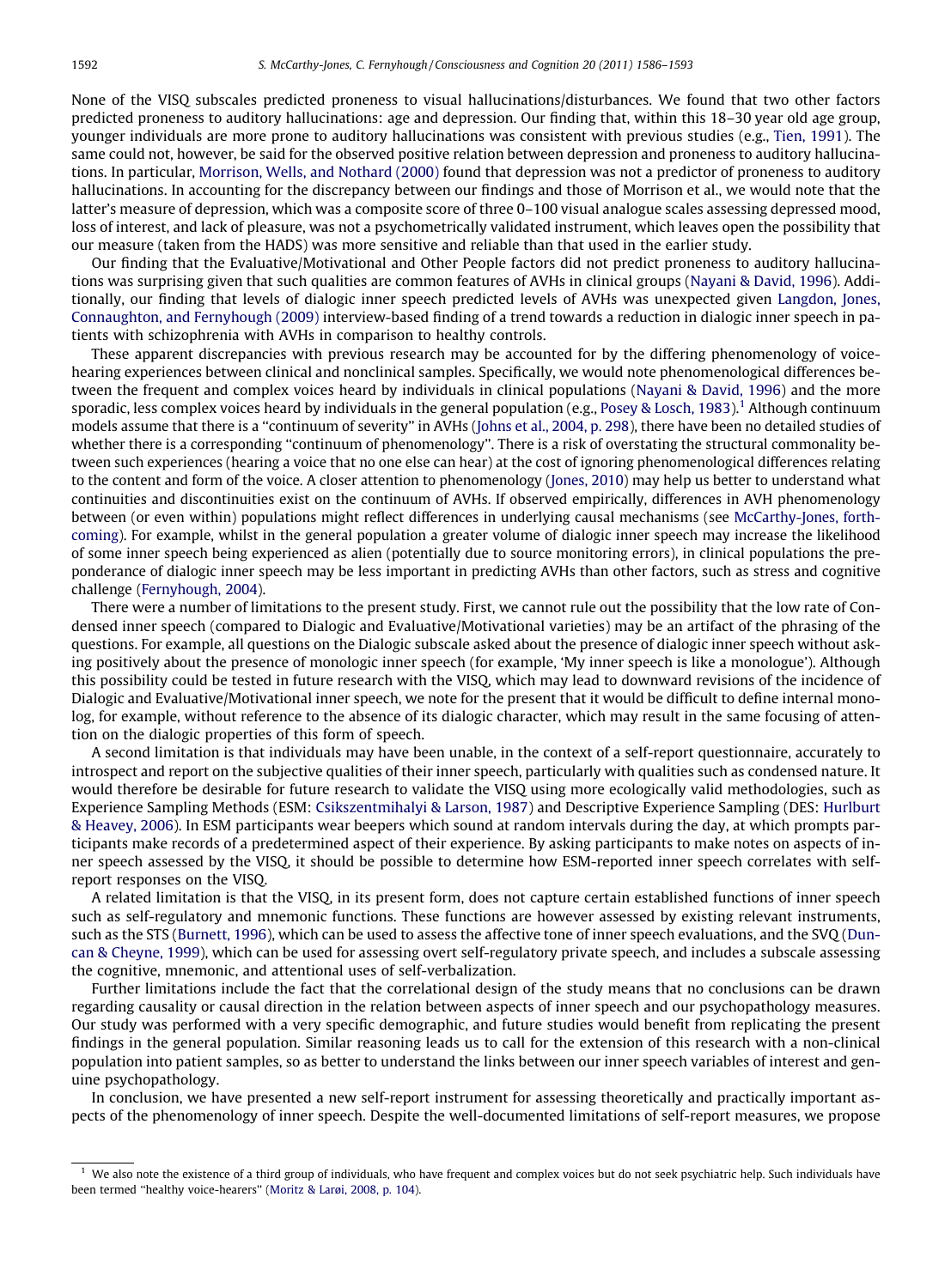None of the VISQ subscales predicted proneness to visual hallucinations/disturbances. We found that two other factors predicted proneness to auditory hallucinations: age and depression. Our finding that, within this 18–30 year old age group, younger individuals are more prone to auditory hallucinations was consistent with previous studies (e.g., Tien, 1991). The same could not, however, be said for the observed positive relation between depression and proneness to auditory hallucinations. In particular, Morrison, Wells, and Nothard (2000) found that depression was not a predictor of proneness to auditory hallucinations. In accounting for the discrepancy between our findings and those of Morrison et al., we would note that the latter's measure of depression, which was a composite score of three 0–100 visual analogue scales assessing depressed mood, loss of interest, and lack of pleasure, was not a psychometrically validated instrument, which leaves open the possibility that our measure (taken from the HADS) was more sensitive and reliable than that used in the earlier study.

Our finding that the Evaluative/Motivational and Other People factors did not predict proneness to auditory hallucinations was surprising given that such qualities are common features of AVHs in clinical groups (Nayani & David, 1996). Additionally, our finding that levels of dialogic inner speech predicted levels of AVHs was unexpected given Langdon, Jones, Connaughton, and Fernyhough (2009) interview-based finding of a trend towards a reduction in dialogic inner speech in patients with schizophrenia with AVHs in comparison to healthy controls.

These apparent discrepancies with previous research may be accounted for by the differing phenomenology of voice-hearing experiences between clinical and nonclinical samples. Specifically, we would note phenomenological differences between the frequent and complex voices heard by individuals in clinical populations (Nayani & David, 1996) and the more sporadic, less complex voices heard by individuals in the general population (e.g., Posey & Losch, 1983).[1] Although continuum models assume that there is a "continuum of severity" in AVHs (Johns et al., 2004, p. 298), there have been no detailed studies of whether there is a corresponding "continuum of phenomenology". There is a risk of overstating the structural commonality between such experiences (hearing a voice that no one else can hear) at the cost of ignoring phenomenological differences relating to the content and form of the voice. A closer attention to phenomenology (Jones, 2010) may help us better to understand what continuities and discontinuities exist on the continuum of AVHs. If observed empirically, differences in AVH phenomenology between (or even within) populations might reflect differences in underlying causal mechanisms (see McCarthy-Jones, forthcoming). For example, whilst in the general population a greater volume of dialogic inner speech may increase the likelihood of some inner speech being experienced as alien (potentially due to source monitoring errors), in clinical populations the preponderance of dialogic inner speech may be less important in predicting AVHs than other factors, such as stress and cognitive challenge (Fernyhough, 2004).

There were a number of limitations to the present study. First, we cannot rule out the possibility that the low rate of Condensed inner speech (compared to Dialogic and Evaluative/Motivational varieties) may be an artifact of the phrasing of the questions. For example, all questions on the Dialogic subscale asked about the presence of dialogic inner speech without asking positively about the presence of monologic inner speech (for example, 'My inner speech is like a monologue'). Although this possibility could be tested in future research with the VISQ, which may lead to downward revisions of the incidence of Dialogic and Evaluative/Motivational inner speech, we note for the present that it would be difficult to define internal monolog, for example, without reference to the absence of its dialogic character, which may result in the same focusing of attention on the dialogic properties of this form of speech.

A second limitation is that individuals may have been unable, in the context of a self-report questionnaire, accurately to introspect and report on the subjective qualities of their inner speech, particularly with qualities such as condensed nature. It would therefore be desirable for future research to validate the VISQ using more ecologically valid methodologies, such as Experience Sampling Methods (ESM: Csikszentmihalyi & Larson, 1987) and Descriptive Experience Sampling (DES: Hurlburt & Heavey, 2006). In ESM participants wear beepers which sound at random intervals during the day, at which prompts participants make records of a predetermined aspect of their experience. By asking participants to make notes on aspects of inner speech assessed by the VISQ, it should be possible to determine how ESM-reported inner speech correlates with self-report responses on the VISQ.

A related limitation is that the VISQ, in its present form, does not capture certain established functions of inner speech such as self-regulatory and mnemonic functions. These functions are however assessed by existing relevant instruments, such as the STS (Burnett, 1996), which can be used to assess the affective tone of inner speech evaluations, and the SVQ (Duncan & Cheyne, 1999), which can be used for assessing overt self-regulatory private speech, and includes a subscale assessing the cognitive, mnemonic, and attentional uses of self-verbalization.

Further limitations include the fact that the correlational design of the study means that no conclusions can be drawn regarding causality or causal direction in the relation between aspects of inner speech and our psychopathology measures. Our study was performed with a very specific demographic, and future studies would benefit from replicating the present findings in the general population. Similar reasoning leads us to call for the extension of this research with a non-clinical population into patient samples, so as better to understand the links between our inner speech variables of interest and genuine psychopathology.

In conclusion, we have presented a new self-report instrument for assessing theoretically and practically important aspects of the phenomenology of inner speech. Despite the well-documented limitations of self-report measures, we propose

[1] We also note the existence of a third group of individuals, who have frequent and complex voices but do not seek psychiatric help. Such individuals have been termed "healthy voice-hearers" (Moritz & Larøi, 2008, p. 104).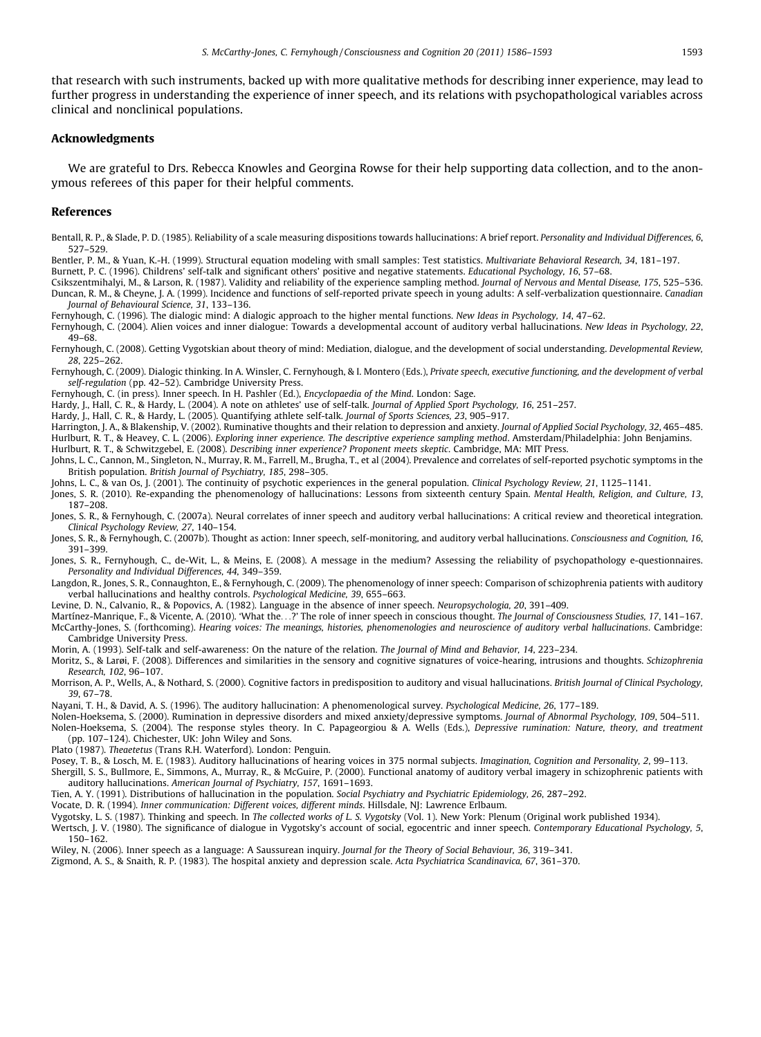that research with such instruments, backed up with more qualitative methods for describing inner experience, may lead to further progress in understanding the experience of inner speech, and its relations with psychopathological variables across clinical and nonclinical populations.

## Acknowledgments

We are grateful to Drs. Rebecca Knowles and Georgina Rowse for their help supporting data collection, and to the anonymous referees of this paper for their helpful comments.

## References

Bentall, R. P., & Slade, P. D. (1985). Reliability of a scale measuring dispositions towards hallucinations: A brief report. *Personality and Individual Differences, 6*, 527–529.

Bentler, P. M., & Yuan, K.-H. (1999). Structural equation modeling with small samples: Test statistics. *Multivariate Behavioral Research, 34*, 181–197.

Burnett, P. C. (1996). Childrens' self-talk and significant others' positive and negative statements. *Educational Psychology, 16*, 57–68.

Csikszentmihalyi, M., & Larson, R. (1987). Validity and reliability of the experience sampling method. *Journal of Nervous and Mental Disease, 175*, 525–536.

Duncan, R. M., & Cheyne, J. A. (1999). Incidence and functions of self-reported private speech in young adults: A self-verbalization questionnaire. *Canadian Journal of Behavioural Science, 31*, 133–136.

Fernyhough, C. (1996). The dialogic mind: A dialogic approach to the higher mental functions. *New Ideas in Psychology, 14*, 47–62.

Fernyhough, C. (2004). Alien voices and inner dialogue: Towards a developmental account of auditory verbal hallucinations. *New Ideas in Psychology, 22*, 49–68.

Fernyhough, C. (2008). Getting Vygotskian about theory of mind: Mediation, dialogue, and the development of social understanding. *Developmental Review, 28*, 225–262.

Fernyhough, C. (2009). Dialogic thinking. In A. Winsler, C. Fernyhough, & I. Montero (Eds.), *Private speech, executive functioning, and the development of verbal self-regulation* (pp. 42–52). Cambridge University Press.

Fernyhough, C. (in press). Inner speech. In H. Pashler (Ed.), *Encyclopaedia of the Mind*. London: Sage.

Hardy, J., Hall, C. R., & Hardy, L. (2004). A note on athletes' use of self-talk. *Journal of Applied Sport Psychology, 16*, 251–257.

Hardy, J., Hall, C. R., & Hardy, L. (2005). Quantifying athlete self-talk. *Journal of Sports Sciences, 23*, 905–917.

Harrington, J. A., & Blakenship, V. (2002). Ruminative thoughts and their relation to depression and anxiety. *Journal of Applied Social Psychology, 32*, 465–485.

Hurlburt, R. T., & Heavey, C. L. (2006). *Exploring inner experience. The descriptive experience sampling method*. Amsterdam/Philadelphia: John Benjamins.

Hurlburt, R. T., & Schwitzgebel, E. (2008). *Describing inner experience? Proponent meets skeptic*. Cambridge, MA: MIT Press.

Johns, L. C., Cannon, M., Singleton, N., Murray, R. M., Farrell, M., Brugha, T., et al (2004). Prevalence and correlates of self-reported psychotic symptoms in the British population. *British Journal of Psychiatry, 185*, 298–305.

Johns, L. C., & van Os, J. (2001). The continuity of psychotic experiences in the general population. *Clinical Psychology Review, 21*, 1125–1141.

Jones, S. R. (2010). Re-expanding the phenomenology of hallucinations: Lessons from sixteenth century Spain. *Mental Health, Religion, and Culture, 13*, 187–208.

Jones, S. R., & Fernyhough, C. (2007a). Neural correlates of inner speech and auditory verbal hallucinations: A critical review and theoretical integration. *Clinical Psychology Review, 27*, 140–154.

Jones, S. R., & Fernyhough, C. (2007b). Thought as action: Inner speech, self-monitoring, and auditory verbal hallucinations. *Consciousness and Cognition, 16*, 391–399.

Jones, S. R., Fernyhough, C., de-Wit, L., & Meins, E. (2008). A message in the medium? Assessing the reliability of psychopathology e-questionnaires. *Personality and Individual Differences, 44*, 349–359.

Langdon, R., Jones, S. R., Connaughton, E., & Fernyhough, C. (2009). The phenomenology of inner speech: Comparison of schizophrenia patients with auditory verbal hallucinations and healthy controls. *Psychological Medicine, 39*, 655–663.

Levine, D. N., Calvanio, R., & Popovics, A. (1982). Language in the absence of inner speech. *Neuropsychologia, 20*, 391–409.

Martínez-Manrique, F., & Vicente, A. (2010). 'What the…?' The role of inner speech in conscious thought. *The Journal of Consciousness Studies, 17*, 141–167.

McCarthy-Jones, S. (forthcoming). *Hearing voices: The meanings, histories, phenomenologies and neuroscience of auditory verbal hallucinations*. Cambridge: Cambridge University Press.

Morin, A. (1993). Self-talk and self-awareness: On the nature of the relation. *The Journal of Mind and Behavior, 14*, 223–234.

Moritz, S., & Larøi, F. (2008). Differences and similarities in the sensory and cognitive signatures of voice-hearing, intrusions and thoughts. *Schizophrenia Research, 102*, 96–107.

Morrison, A. P., Wells, A., & Nothard, S. (2000). Cognitive factors in predisposition to auditory and visual hallucinations. *British Journal of Clinical Psychology, 39*, 67–78.

Nayani, T. H., & David, A. S. (1996). The auditory hallucination: A phenomenological survey. *Psychological Medicine, 26*, 177–189.

Nolen-Hoeksema, S. (2000). Rumination in depressive disorders and mixed anxiety/depressive symptoms. *Journal of Abnormal Psychology, 109*, 504–511.

Nolen-Hoeksema, S. (2004). The response styles theory. In C. Papageorgiou & A. Wells (Eds.), *Depressive rumination: Nature, theory, and treatment* (pp. 107–124). Chichester, UK: John Wiley and Sons.

Plato (1987). *Theaetetus* (Trans R.H. Waterford). London: Penguin.

Posey, T. B., & Losch, M. E. (1983). Auditory hallucinations of hearing voices in 375 normal subjects. *Imagination, Cognition and Personality, 2*, 99–113.

Shergill, S. S., Bullmore, E., Simmons, A., Murray, R., & McGuire, P. (2000). Functional anatomy of auditory verbal imagery in schizophrenic patients with auditory hallucinations. *American Journal of Psychiatry, 157*, 1691–1693.

Tien, A. Y. (1991). Distributions of hallucination in the population. *Social Psychiatry and Psychiatric Epidemiology, 26*, 287–292.

Vocate, D. R. (1994). *Inner communication: Different voices, different minds*. Hillsdale, NJ: Lawrence Erlbaum.

Vygotsky, L. S. (1987). Thinking and speech. In *The collected works of L. S. Vygotsky* (Vol. 1). New York: Plenum (Original work published 1934).

Wertsch, J. V. (1980). The significance of dialogue in Vygotsky's account of social, egocentric and inner speech. *Contemporary Educational Psychology, 5*, 150–162.

Wiley, N. (2006). Inner speech as a language: A Saussurean inquiry. *Journal for the Theory of Social Behaviour, 36*, 319–341.

Zigmond, A. S., & Snaith, R. P. (1983). The hospital anxiety and depression scale. *Acta Psychiatrica Scandinavica, 67*, 361–370.